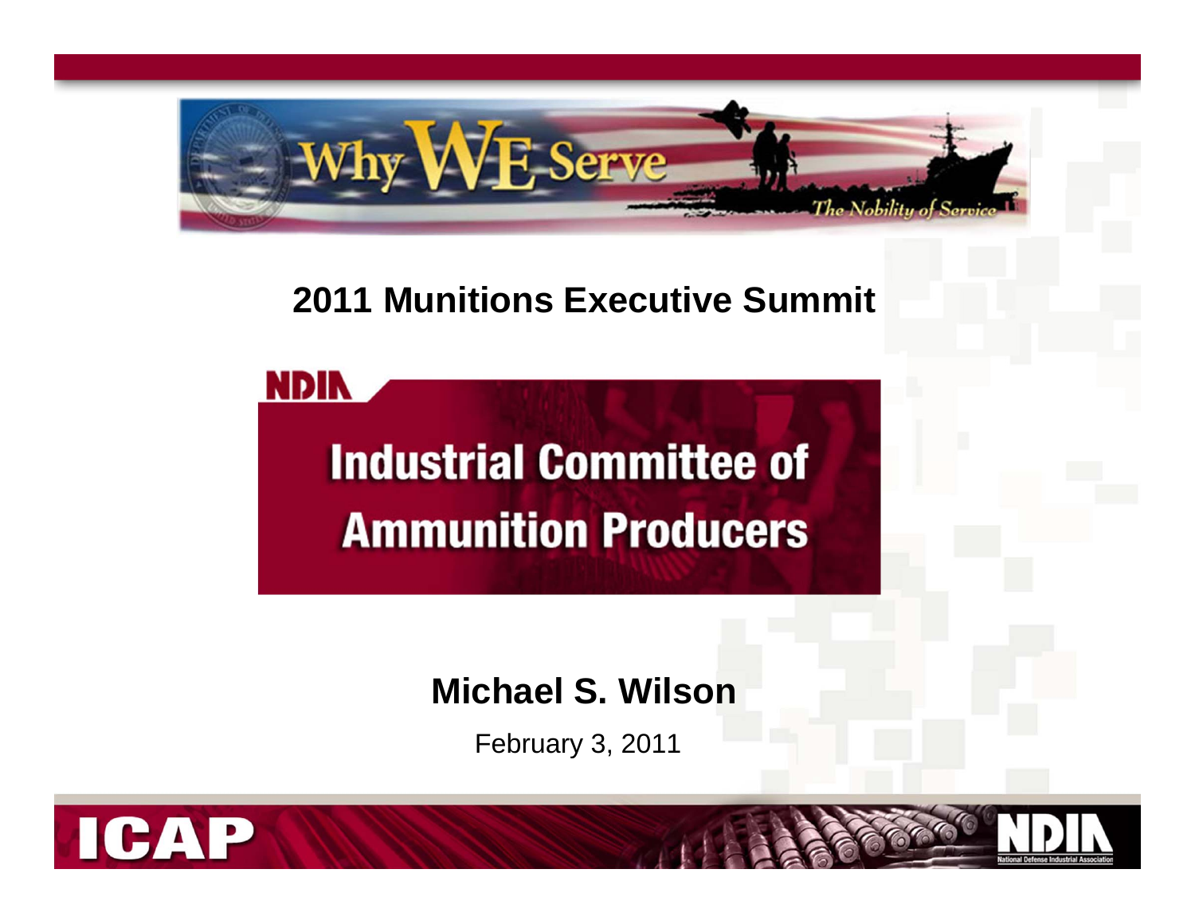Why WE Serve

The Nobility of Service

# 2011 Munitions Executive Summit

NDIA

## Industrial Committee of Ammunition Producers

**Michael S. Wilson**

February 3, 2011

ICAP

NDIA

National Defense Industrial Association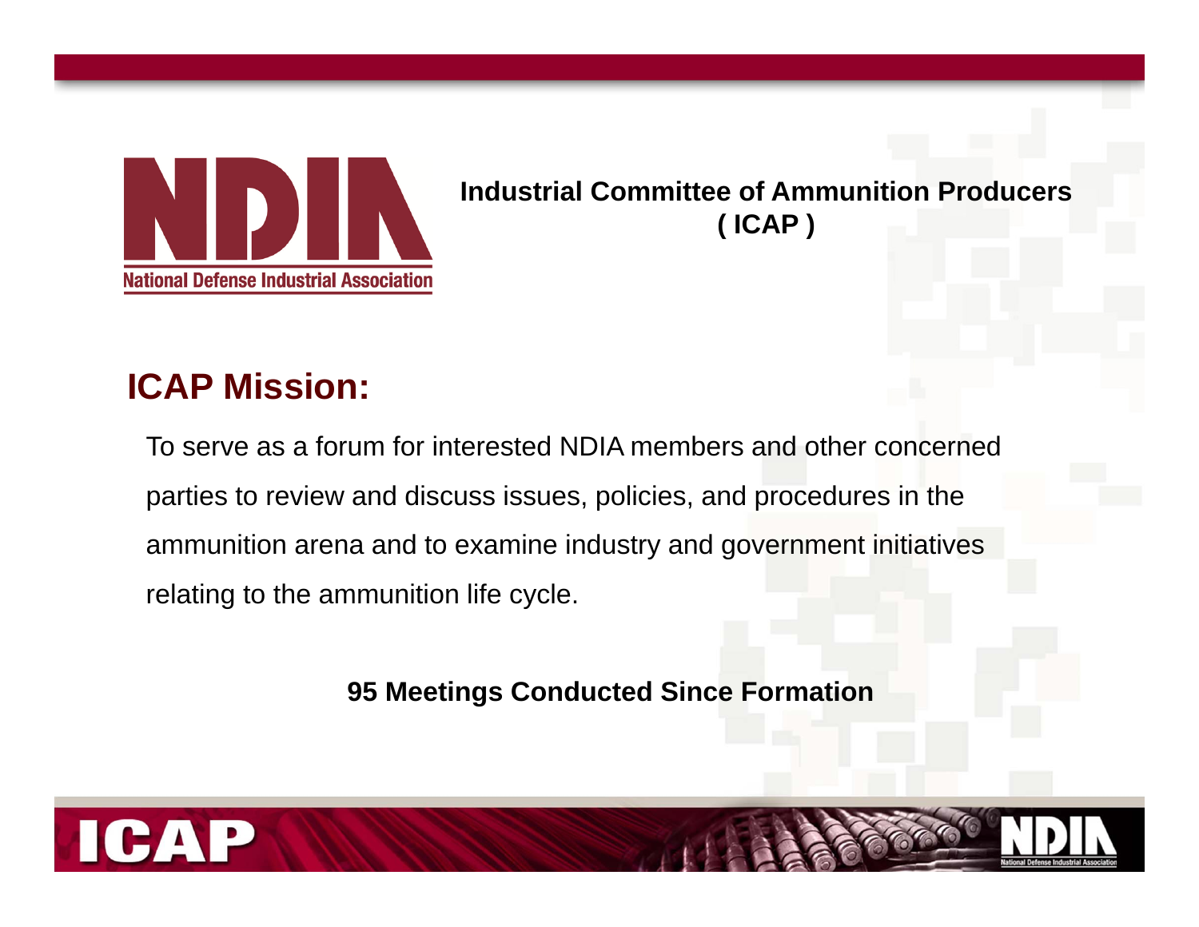**Industrial Committee of Ammunition Producers ( ICAP )**

## ICAP Mission:

To serve as a forum for interested NDIA members and other concerned parties to review and discuss issues, policies, and procedures in the ammunition arena and to examine industry and government initiatives relating to the ammunition life cycle.

**95 Meetings Conducted Since Formation**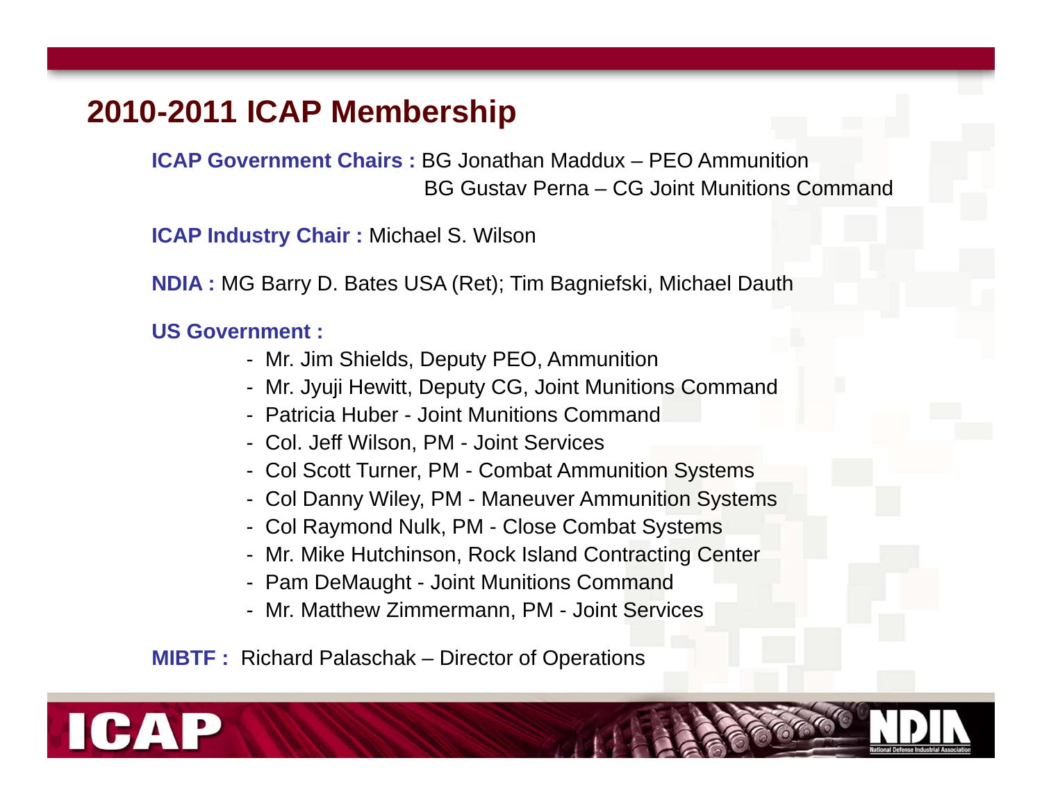## 2010-2011 ICAP Membership

**ICAP Government Chairs :** BG Jonathan Maddux – PEO Ammunition
BG Gustav Perna – CG Joint Munitions Command

**ICAP Industry Chair :** Michael S. Wilson

**NDIA :** MG Barry D. Bates USA (Ret); Tim Bagniefski, Michael Dauth

**US Government :**

- Mr. Jim Shields, Deputy PEO, Ammunition
- Mr. Jyuji Hewitt, Deputy CG, Joint Munitions Command
- Patricia Huber - Joint Munitions Command
- Col. Jeff Wilson, PM - Joint Services
- Col Scott Turner, PM - Combat Ammunition Systems
- Col Danny Wiley, PM - Maneuver Ammunition Systems
- Col Raymond Nulk, PM - Close Combat Systems
- Mr. Mike Hutchinson, Rock Island Contracting Center
- Pam DeMaught - Joint Munitions Command
- Mr. Matthew Zimmermann, PM - Joint Services

**MIBTF :** Richard Palaschak – Director of Operations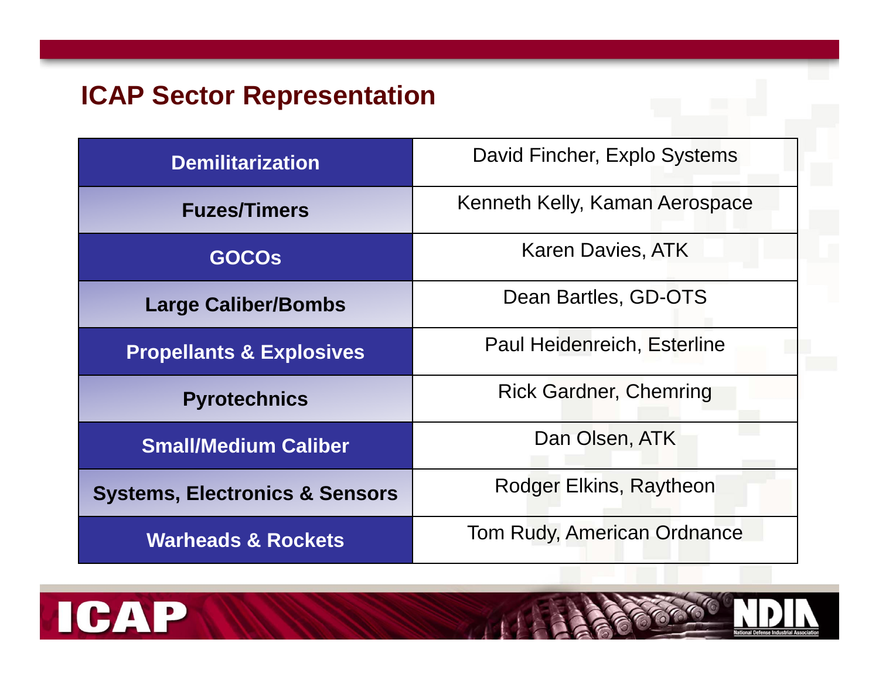## ICAP Sector Representation

| Sector | Representative |
|---|---|
| **Demilitarization** | David Fincher, Explo Systems |
| **Fuzes/Timers** | Kenneth Kelly, Kaman Aerospace |
| **GOCOs** | Karen Davies, ATK |
| **Large Caliber/Bombs** | Dean Bartles, GD-OTS |
| **Propellants & Explosives** | Paul Heidenreich, Esterline |
| **Pyrotechnics** | Rick Gardner, Chemring |
| **Small/Medium Caliber** | Dan Olsen, ATK |
| **Systems, Electronics & Sensors** | Rodger Elkins, Raytheon |
| **Warheads & Rockets** | Tom Rudy, American Ordnance |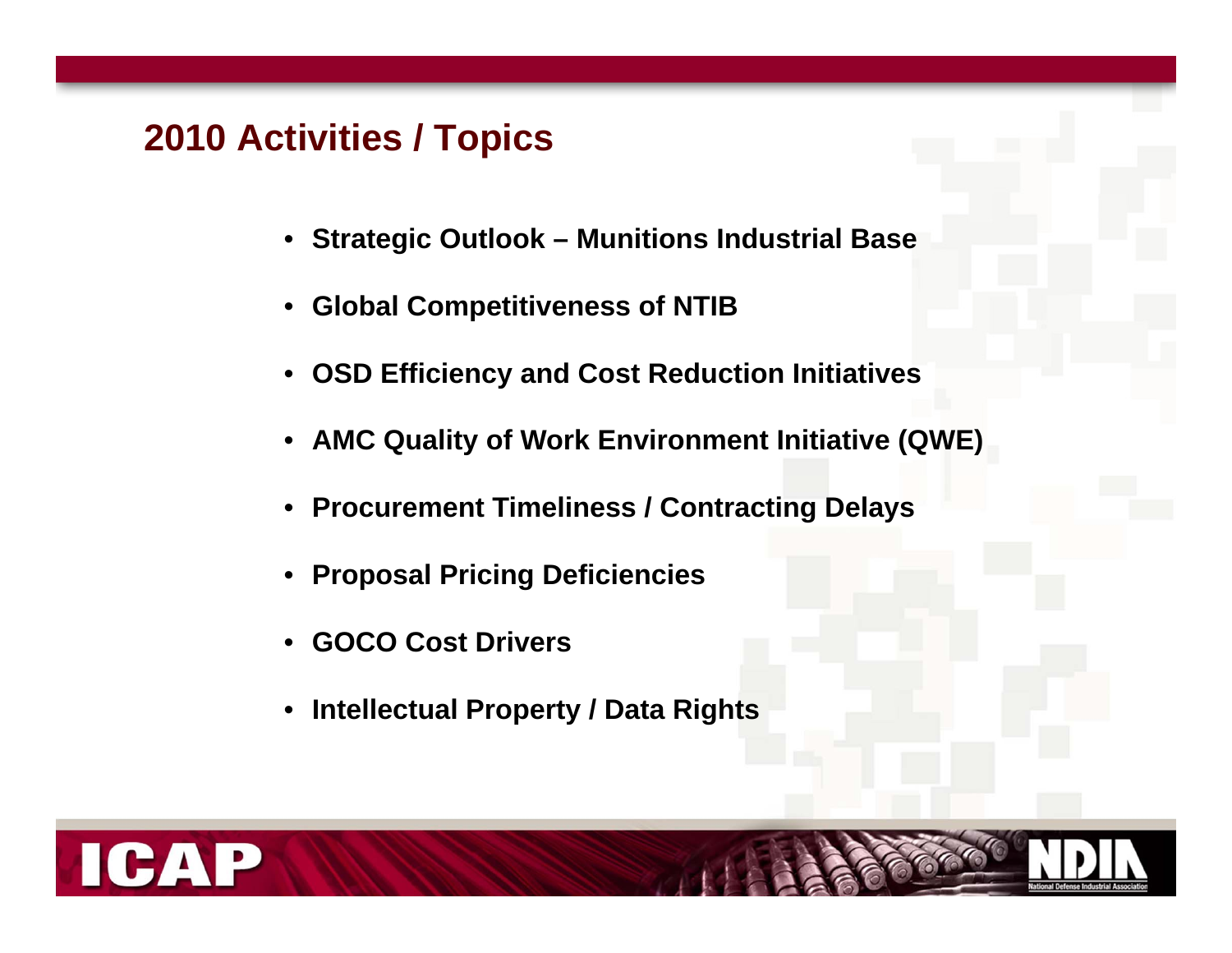## 2010 Activities / Topics

- **Strategic Outlook – Munitions Industrial Base**
- **Global Competitiveness of NTIB**
- **OSD Efficiency and Cost Reduction Initiatives**
- **AMC Quality of Work Environment Initiative (QWE)**
- **Procurement Timeliness / Contracting Delays**
- **Proposal Pricing Deficiencies**
- **GOCO Cost Drivers**
- **Intellectual Property / Data Rights**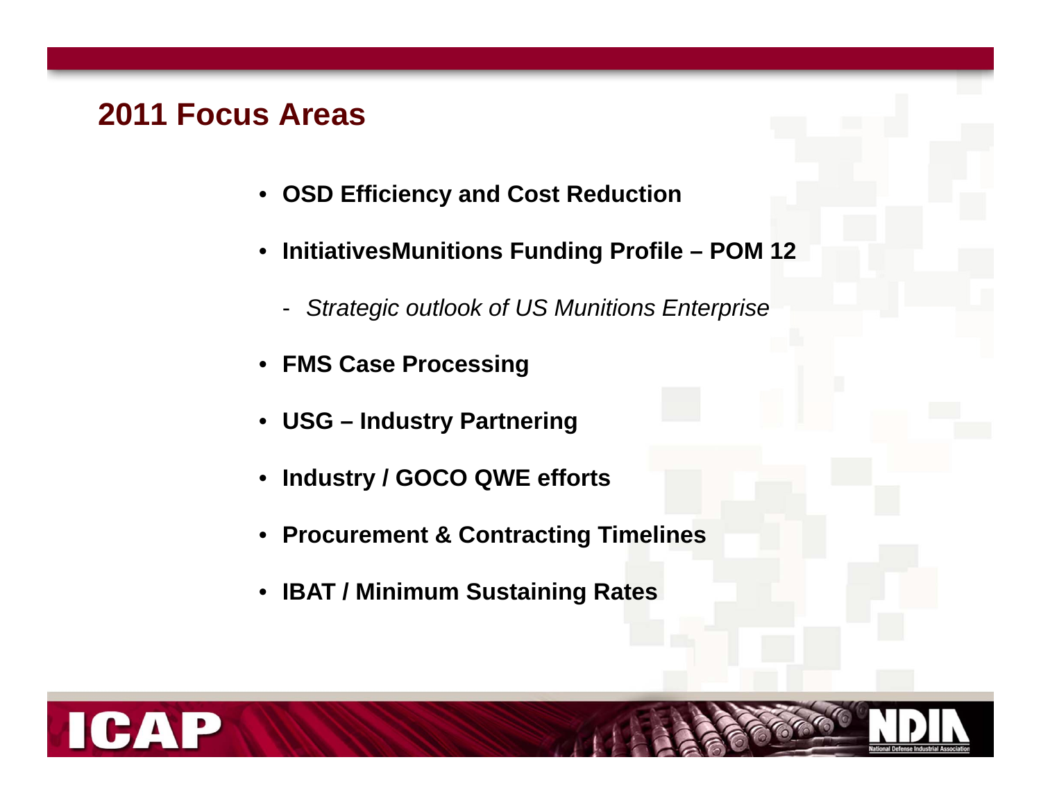## 2011 Focus Areas

- **OSD Efficiency and Cost Reduction**
- **InitiativesMunitions Funding Profile – POM 12**
  - *Strategic outlook of US Munitions Enterprise*
- **FMS Case Processing**
- **USG – Industry Partnering**
- **Industry / GOCO QWE efforts**
- **Procurement & Contracting Timelines**
- **IBAT / Minimum Sustaining Rates**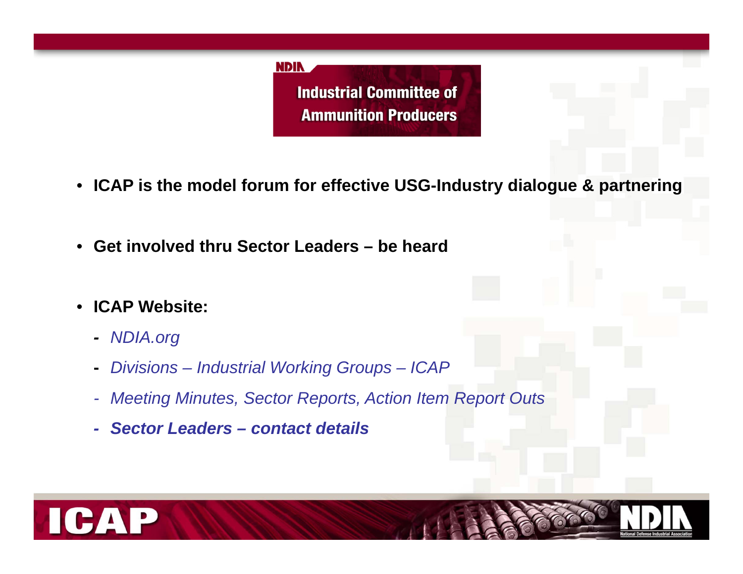NDIA

# Industrial Committee of Ammunition Producers

- **ICAP is the model forum for effective USG-Industry dialogue & partnering**
- **Get involved thru Sector Leaders – be heard**
- **ICAP Website:**
  - *NDIA.org*
  - *Divisions – Industrial Working Groups – ICAP*
  - *Meeting Minutes, Sector Reports, Action Item Report Outs*
  - ***Sector Leaders – contact details***